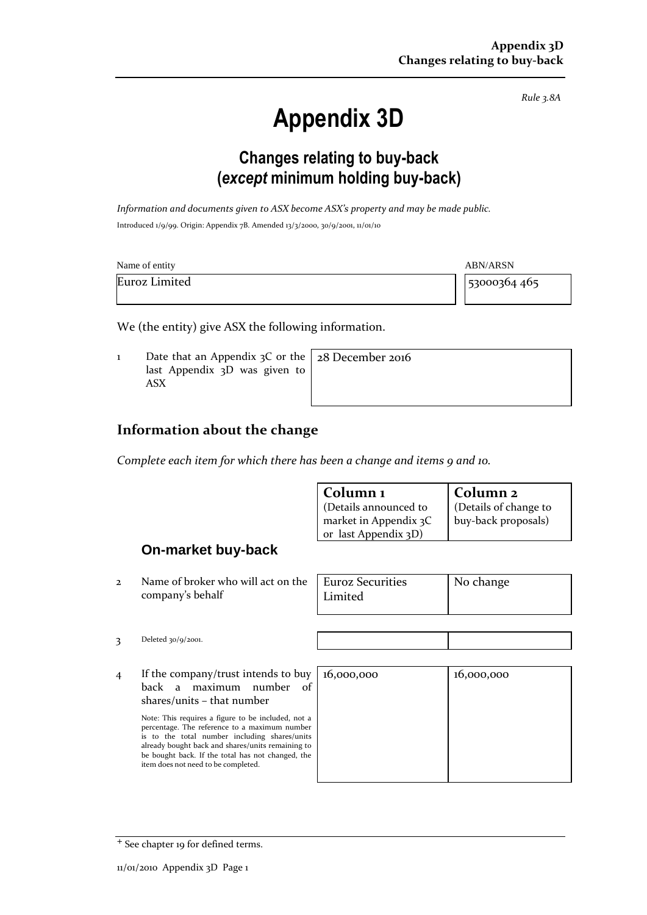*Rule 3.8A*

# Appendix 3D

## Changes relating to buy-back (*except* minimum holding buy-back)

*Information and documents given to ASX become ASX's property and may be made public.*

Introduced 1/9/99. Origin: Appendix 7B. Amended 13/3/2000, 30/9/2001, 11/01/10

| Name of entity | ABN/ARSN |
|---|---|
| Euroz Limited | 53000364 465 |

We (the entity) give ASX the following information.

| | | |
|---|---|---|
| 1 | Date that an Appendix 3C or the last Appendix 3D was given to ASX | 28 December 2016 |

## Information about the change

*Complete each item for which there has been a change and items 9 and 10.*

| | | Column 1 (Details announced to market in Appendix 3C or last Appendix 3D) | Column 2 (Details of change to buy-back proposals) |
|---|---|---|---|
| | **On-market buy-back** | | |
| 2 | Name of broker who will act on the company's behalf | Euroz Securities Limited | No change |
| 3 | Deleted 30/9/2001. | | |
| 4 | If the company/trust intends to buy back a maximum number of shares/units – that number<br><br>Note: This requires a figure to be included, not a percentage. The reference to a maximum number is to the total number including shares/units already bought back and shares/units remaining to be bought back. If the total has not changed, the item does not need to be completed. | 16,000,000 | 16,000,000 |

+ See chapter 19 for defined terms.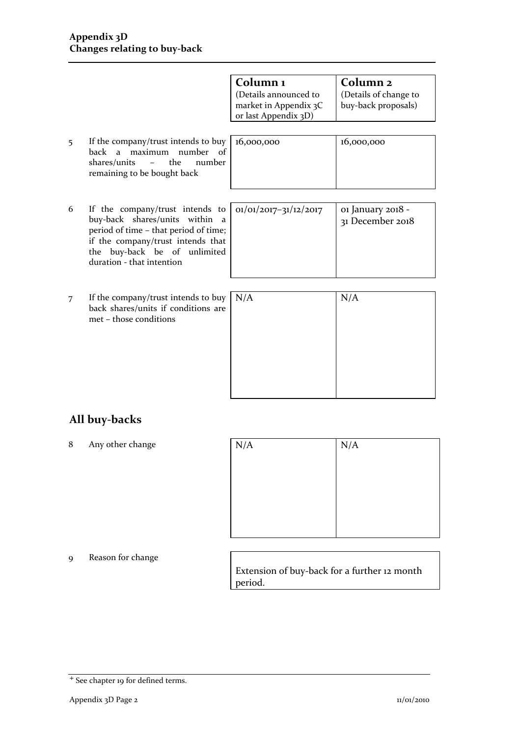**Appendix 3D**
**Changes relating to buy-back**

| | | Column 1 (Details announced to market in Appendix 3C or last Appendix 3D) | Column 2 (Details of change to buy-back proposals) |
|---|---|---|---|
| 5 | If the company/trust intends to buy back a maximum number of shares/units – the number remaining to be bought back | 16,000,000 | 16,000,000 |
| 6 | If the company/trust intends to buy-back shares/units within a period of time – that period of time; if the company/trust intends that the buy-back be of unlimited duration - that intention | 01/01/2017–31/12/2017 | 01 January 2018 - 31 December 2018 |
| 7 | If the company/trust intends to buy back shares/units if conditions are met – those conditions | N/A | N/A |

## All buy-backs

| | | | |
|---|---|---|---|
| 8 | Any other change | N/A | N/A |

9 Reason for change

Extension of buy-back for a further 12 month period.

+ See chapter 19 for defined terms.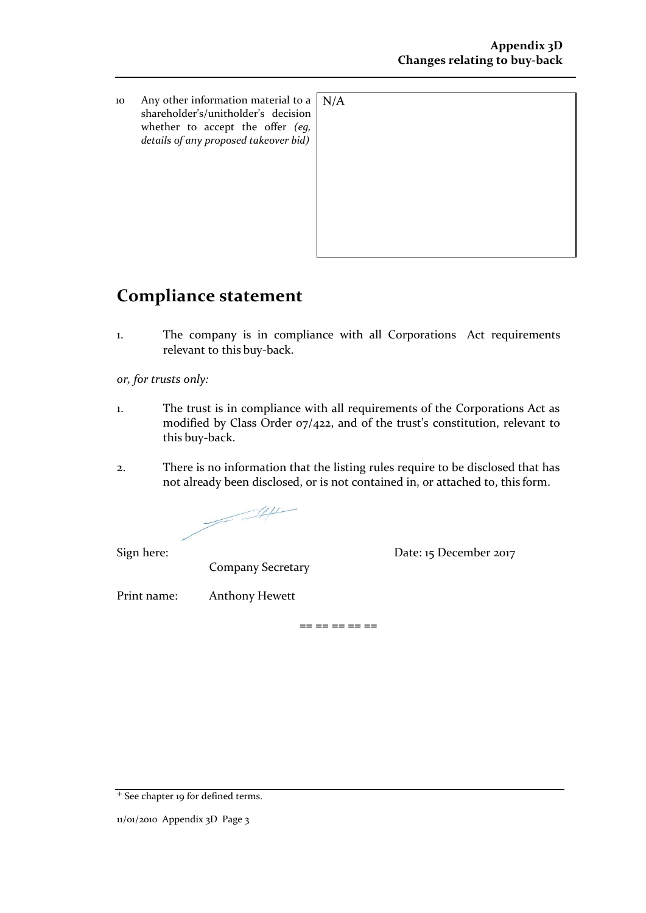| | |
|---|---|
| 10 Any other information material to a shareholder's/unitholder's decision whether to accept the offer *(eg, details of any proposed takeover bid)* | N/A |

## Compliance statement

1. The company is in compliance with all Corporations Act requirements relevant to this buy-back.

*or, for trusts only:*

1. The trust is in compliance with all requirements of the Corporations Act as modified by Class Order 07/422, and of the trust's constitution, relevant to this buy-back.

2. There is no information that the listing rules require to be disclosed that has not already been disclosed, or is not contained in, or attached to, this form.

Sign here: Company Secretary  Date: 15 December 2017

Print name: Anthony Hewett

== == == == ==

+ See chapter 19 for defined terms.